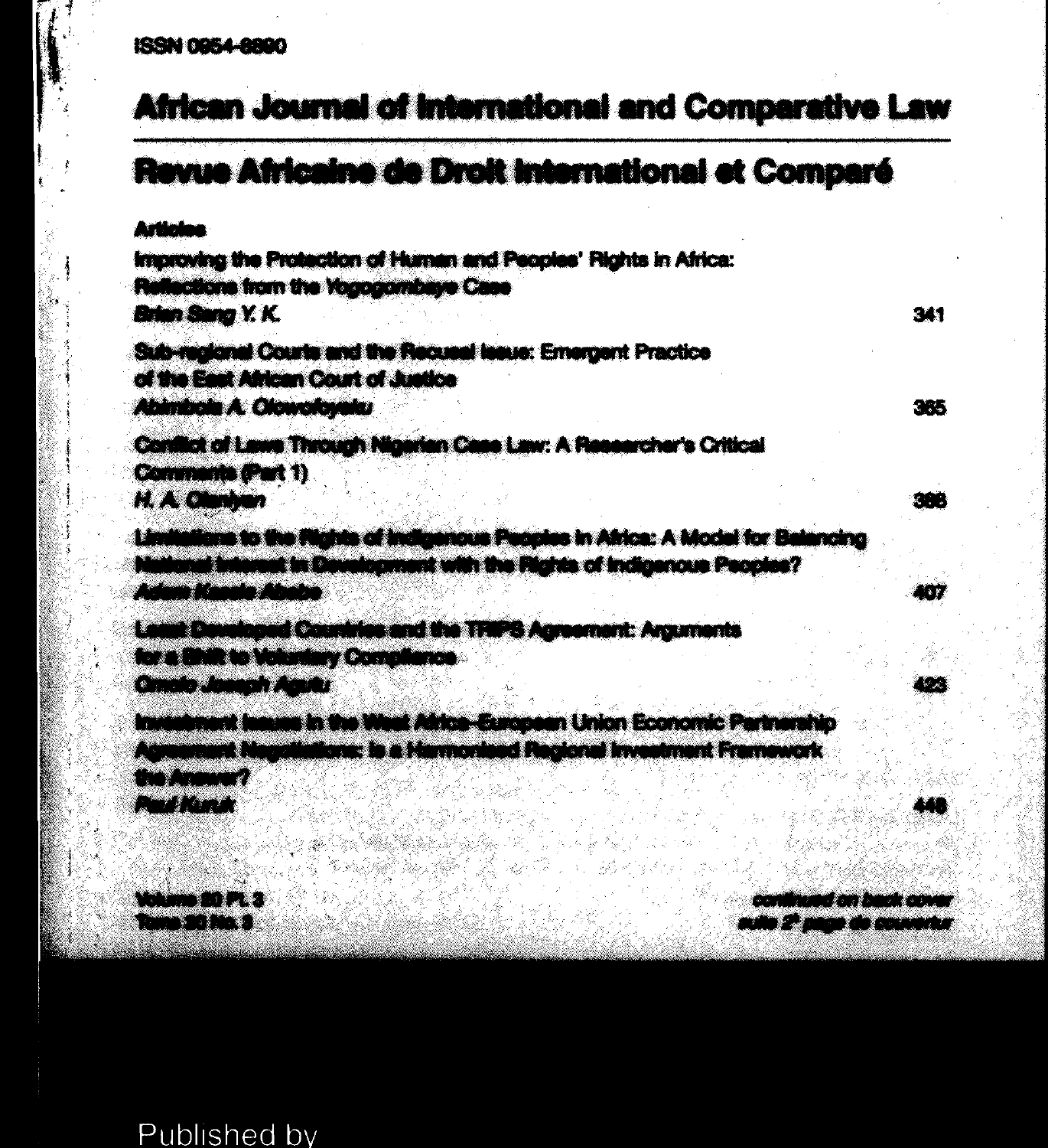ISSN 0954-8890

# African Journal of International and Comparative Law

# Revue Africaine de Droit International et Comparé

**Articles**

**Improving the Protection of Human and Peoples' Rights in Africa: Reflections from the Yogogombaye Case**
***Brian Sang Y. K.*** — 341

**Sub-regional Courts and the Recusal Issue: Emergent Practice of the East African Court of Justice**
***Abimbola A. Olowofoyeku*** — 365

**Conflict of Laws Through Nigerian Case Law: A Researcher's Critical Comments (Part 1)**
***H. A. Olaniyan*** — 388

**Limitations to the Rights of Indigenous Peoples in Africa: A Model for Balancing National Interest in Development with the Rights of Indigenous Peoples?**
***Adam Kessie Abebe*** — 407

**Least Developed Countries and the TRIPS Agreement: Arguments for a Shift to Voluntary Compliance**
***Omolo Joseph Agutu*** — 423

**Investment Issues in the West Africa–European Union Economic Partnership Agreement Negotiations: Is a Harmonized Regional Investment Framework the Answer?**
***Paul Kuruk*** — 448

**Volume 20 Pt. 3**
**Tome 20 No. 3**

***continued on back cover***
***suite 2e page de couverture***

Published by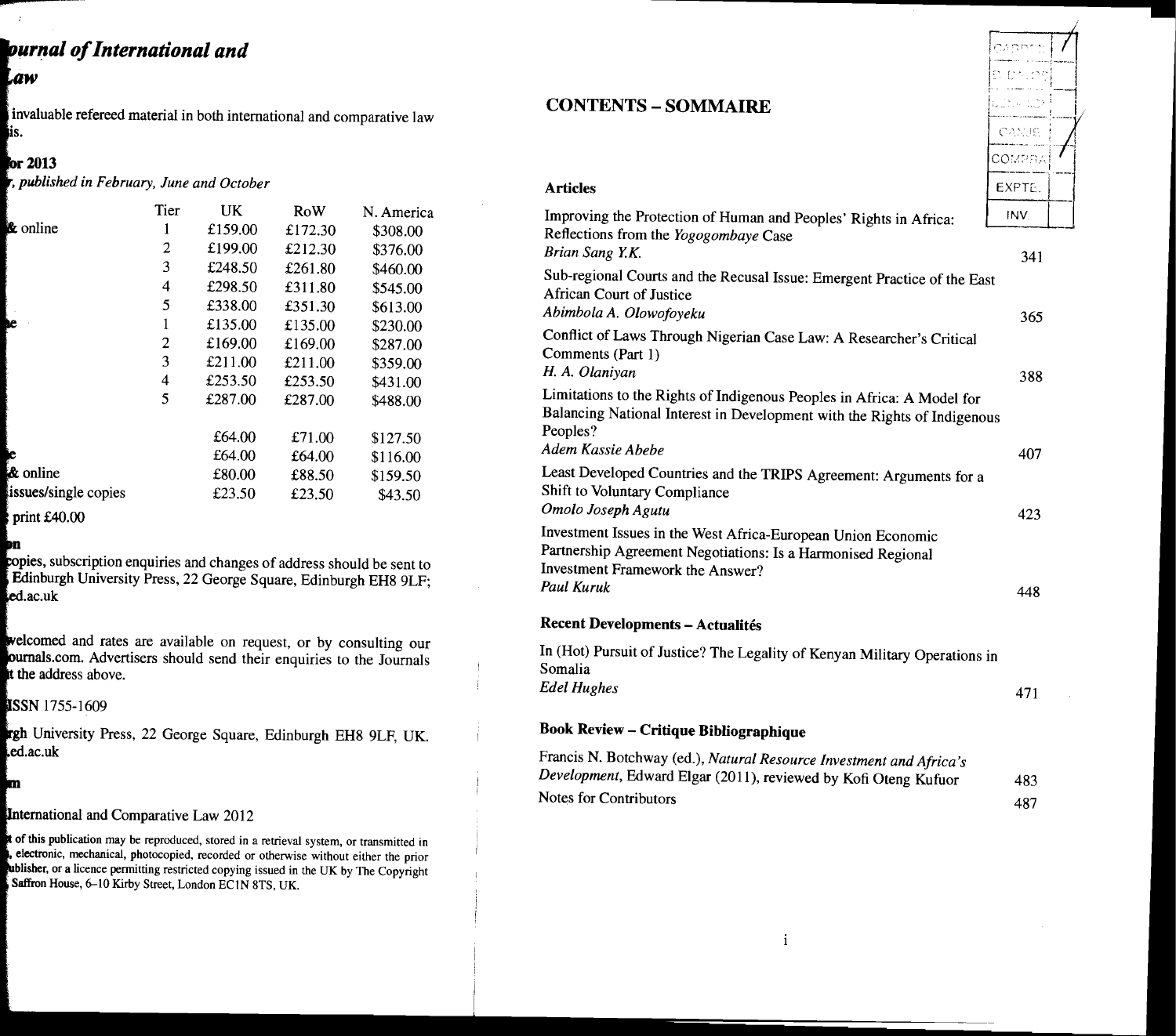# ournal of International and

# aw

invaluable refereed material in both international and comparative law is.

**or 2013**

*, published in February, June and October*

| | Tier | UK | RoW | N. America |
|---|---|---|---|---|
| & online | 1 | £159.00 | £172.30 | $308.00 |
| | 2 | £199.00 | £212.30 | $376.00 |
| | 3 | £248.50 | £261.80 | $460.00 |
| | 4 | £298.50 | £311.80 | $545.00 |
| | 5 | £338.00 | £351.30 | $613.00 |
| e | 1 | £135.00 | £135.00 | $230.00 |
| | 2 | £169.00 | £169.00 | $287.00 |
| | 3 | £211.00 | £211.00 | $359.00 |
| | 4 | £253.50 | £253.50 | $431.00 |
| | 5 | £287.00 | £287.00 | $488.00 |
| | | £64.00 | £71.00 | $127.50 |
| e | | £64.00 | £64.00 | $116.00 |
| & online | | £80.00 | £88.50 | $159.50 |
| issues/single copies | | £23.50 | £23.50 | $43.50 |

print £40.00

**n**

opies, subscription enquiries and changes of address should be sent to Edinburgh University Press, 22 George Square, Edinburgh EH8 9LF; ed.ac.uk

elcomed and rates are available on request, or by consulting our ournals.com. Advertisers should send their enquiries to the Journals t the address above.

ISSN 1755-1609

gh University Press, 22 George Square, Edinburgh EH8 9LF, UK. ed.ac.uk

**m**

International and Comparative Law 2012

of this publication may be reproduced, stored in a retrieval system, or transmitted in , electronic, mechanical, photocopied, recorded or otherwise without either the prior ublisher, or a licence permitting restricted copying issued in the UK by The Copyright Saffron House, 6–10 Kirby Street, London EC1N 8TS, UK.

## CONTENTS – SOMMAIRE

### Articles

Improving the Protection of Human and Peoples' Rights in Africa: Reflections from the *Yogogombaye* Case
*Brian Sang Y.K.* — 341

Sub-regional Courts and the Recusal Issue: Emergent Practice of the East African Court of Justice
*Abimbola A. Olowofoyeku* — 365

Conflict of Laws Through Nigerian Case Law: A Researcher's Critical Comments (Part 1)
*H. A. Olaniyan* — 388

Limitations to the Rights of Indigenous Peoples in Africa: A Model for Balancing National Interest in Development with the Rights of Indigenous Peoples?
*Adem Kassie Abebe* — 407

Least Developed Countries and the TRIPS Agreement: Arguments for a Shift to Voluntary Compliance
*Omolo Joseph Agutu* — 423

Investment Issues in the West Africa-European Union Economic Partnership Agreement Negotiations: Is a Harmonised Regional Investment Framework the Answer?
*Paul Kuruk* — 448

### Recent Developments – Actualités

In (Hot) Pursuit of Justice? The Legality of Kenyan Military Operations in Somalia
*Edel Hughes* — 471

### Book Review – Critique Bibliographique

Francis N. Botchway (ed.), *Natural Resource Investment and Africa's Development*, Edward Elgar (2011), reviewed by Kofi Oteng Kufuor — 483

Notes for Contributors — 487